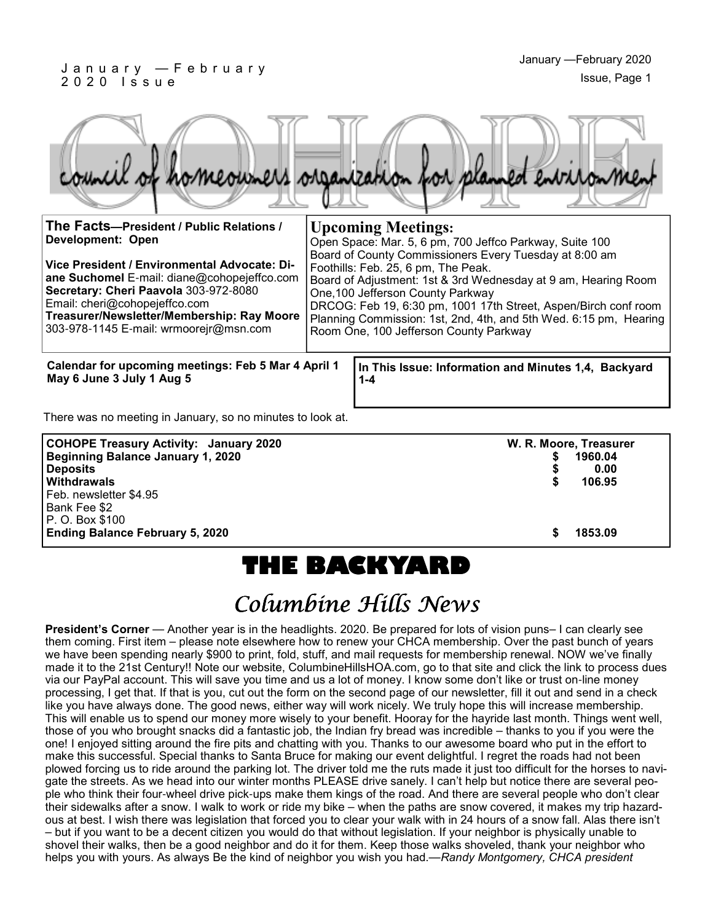# COHOPE

council of homeowners organization for planned environment

**The Facts—President / Public Relations / Development: Open**

**Vice President / Environmental Advocate: Diane Suchomel** E-mail: diane@cohopejeffco.com
**Secretary: Cheri Paavola** 303-972-8080
Email: cheri@cohopejeffco.com
**Treasurer/Newsletter/Membership: Ray Moore** 303-978-1145 E-mail: wrmoorejr@msn.com

**Upcoming Meetings:**

Open Space: Mar. 5, 6 pm, 700 Jeffco Parkway, Suite 100
Board of County Commissioners Every Tuesday at 8:00 am
Foothills: Feb. 25, 6 pm, The Peak.
Board of Adjustment: 1st & 3rd Wednesday at 9 am, Hearing Room One,100 Jefferson County Parkway
DRCOG: Feb 19, 6:30 pm, 1001 17th Street, Aspen/Birch conf room
Planning Commission: 1st, 2nd, 4th, and 5th Wed. 6:15 pm, Hearing Room One, 100 Jefferson County Parkway

**Calendar for upcoming meetings: Feb 5 Mar 4 April 1 May 6 June 3 July 1 Aug 5**

**In This Issue: Information and Minutes 1,4, Backyard 1-4**

There was no meeting in January, so no minutes to look at.

| **COHOPE Treasury Activity: January 2020** | **W. R. Moore, Treasurer** |
| --- | --- |
| **Beginning Balance January 1, 2020** | **$ 1960.04** |
| **Deposits** | **$ 0.00** |
| **Withdrawals** | **$ 106.95** |
| Feb. newsletter $4.95 | |
| Bank Fee $2 | |
| P. O. Box $100 | |
| **Ending Balance February 5, 2020** | **$ 1853.09** |

# THE BACKYARD

## *Columbine Hills News*

**President's Corner** — Another year is in the headlights. 2020. Be prepared for lots of vision puns– I can clearly see them coming. First item – please note elsewhere how to renew your CHCA membership. Over the past bunch of years we have been spending nearly $900 to print, fold, stuff, and mail requests for membership renewal. NOW we've finally made it to the 21st Century!! Note our website, ColumbineHillsHOA.com, go to that site and click the link to process dues via our PayPal account. This will save you time and us a lot of money. I know some don't like or trust on-line money processing, I get that. If that is you, cut out the form on the second page of our newsletter, fill it out and send in a check like you have always done. The good news, either way will work nicely. We truly hope this will increase membership. This will enable us to spend our money more wisely to your benefit. Hooray for the hayride last month. Things went well, those of you who brought snacks did a fantastic job, the Indian fry bread was incredible – thanks to you if you were the one! I enjoyed sitting around the fire pits and chatting with you. Thanks to our awesome board who put in the effort to make this successful. Special thanks to Santa Bruce for making our event delightful. I regret the roads had not been plowed forcing us to ride around the parking lot. The driver told me the ruts made it just too difficult for the horses to navigate the streets. As we head into our winter months PLEASE drive sanely. I can't help but notice there are several people who think their four-wheel drive pick-ups make them kings of the road. And there are several people who don't clear their sidewalks after a snow. I walk to work or ride my bike – when the paths are snow covered, it makes my trip hazardous at best. I wish there was legislation that forced you to clear your walk with in 24 hours of a snow fall. Alas there isn't – but if you want to be a decent citizen you would do that without legislation. If your neighbor is physically unable to shovel their walks, then be a good neighbor and do it for them. Keep those walks shoveled, thank your neighbor who helps you with yours. As always Be the kind of neighbor you wish you had.—*Randy Montgomery, CHCA president*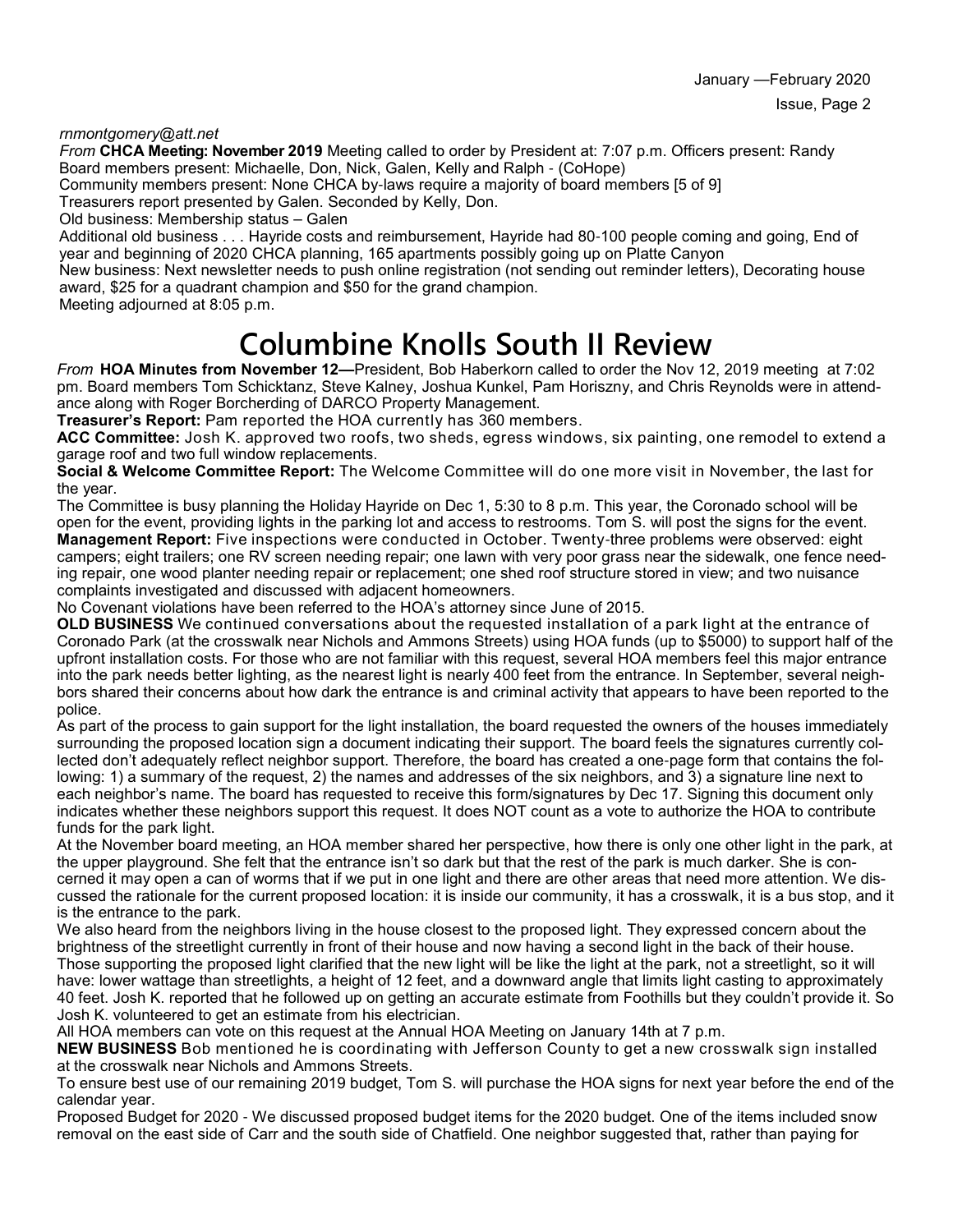*rnmontgomery@att.net*

*From* **CHCA Meeting: November 2019** Meeting called to order by President at: 7:07 p.m. Officers present: Randy Board members present: Michaelle, Don, Nick, Galen, Kelly and Ralph - (CoHope)

Community members present: None CHCA by-laws require a majority of board members [5 of 9]

Treasurers report presented by Galen. Seconded by Kelly, Don.

Old business: Membership status – Galen

Additional old business . . . Hayride costs and reimbursement, Hayride had 80-100 people coming and going, End of year and beginning of 2020 CHCA planning, 165 apartments possibly going up on Platte Canyon

New business: Next newsletter needs to push online registration (not sending out reminder letters), Decorating house award, $25 for a quadrant champion and $50 for the grand champion.

Meeting adjourned at 8:05 p.m.

# Columbine Knolls South II Review

*From* **HOA Minutes from November 12—**President, Bob Haberkorn called to order the Nov 12, 2019 meeting at 7:02 pm. Board members Tom Schicktanz, Steve Kalney, Joshua Kunkel, Pam Horiszny, and Chris Reynolds were in attendance along with Roger Borcherding of DARCO Property Management.

**Treasurer's Report:** Pam reported the HOA currently has 360 members.

**ACC Committee:** Josh K. approved two roofs, two sheds, egress windows, six painting, one remodel to extend a garage roof and two full window replacements.

**Social & Welcome Committee Report:** The Welcome Committee will do one more visit in November, the last for the year.

The Committee is busy planning the Holiday Hayride on Dec 1, 5:30 to 8 p.m. This year, the Coronado school will be open for the event, providing lights in the parking lot and access to restrooms. Tom S. will post the signs for the event.

**Management Report:** Five inspections were conducted in October. Twenty-three problems were observed: eight campers; eight trailers; one RV screen needing repair; one lawn with very poor grass near the sidewalk, one fence needing repair, one wood planter needing repair or replacement; one shed roof structure stored in view; and two nuisance complaints investigated and discussed with adjacent homeowners.

No Covenant violations have been referred to the HOA's attorney since June of 2015.

**OLD BUSINESS** We continued conversations about the requested installation of a park light at the entrance of Coronado Park (at the crosswalk near Nichols and Ammons Streets) using HOA funds (up to $5000) to support half of the upfront installation costs. For those who are not familiar with this request, several HOA members feel this major entrance into the park needs better lighting, as the nearest light is nearly 400 feet from the entrance. In September, several neighbors shared their concerns about how dark the entrance is and criminal activity that appears to have been reported to the police.

As part of the process to gain support for the light installation, the board requested the owners of the houses immediately surrounding the proposed location sign a document indicating their support. The board feels the signatures currently collected don't adequately reflect neighbor support. Therefore, the board has created a one-page form that contains the following: 1) a summary of the request, 2) the names and addresses of the six neighbors, and 3) a signature line next to each neighbor's name. The board has requested to receive this form/signatures by Dec 17. Signing this document only indicates whether these neighbors support this request. It does NOT count as a vote to authorize the HOA to contribute funds for the park light.

At the November board meeting, an HOA member shared her perspective, how there is only one other light in the park, at the upper playground. She felt that the entrance isn't so dark but that the rest of the park is much darker. She is concerned it may open a can of worms that if we put in one light and there are other areas that need more attention. We discussed the rationale for the current proposed location: it is inside our community, it has a crosswalk, it is a bus stop, and it is the entrance to the park.

We also heard from the neighbors living in the house closest to the proposed light. They expressed concern about the brightness of the streetlight currently in front of their house and now having a second light in the back of their house. Those supporting the proposed light clarified that the new light will be like the light at the park, not a streetlight, so it will have: lower wattage than streetlights, a height of 12 feet, and a downward angle that limits light casting to approximately 40 feet. Josh K. reported that he followed up on getting an accurate estimate from Foothills but they couldn't provide it. So Josh K. volunteered to get an estimate from his electrician.

All HOA members can vote on this request at the Annual HOA Meeting on January 14th at 7 p.m.

**NEW BUSINESS** Bob mentioned he is coordinating with Jefferson County to get a new crosswalk sign installed at the crosswalk near Nichols and Ammons Streets.

To ensure best use of our remaining 2019 budget, Tom S. will purchase the HOA signs for next year before the end of the calendar year.

Proposed Budget for 2020 - We discussed proposed budget items for the 2020 budget. One of the items included snow removal on the east side of Carr and the south side of Chatfield. One neighbor suggested that, rather than paying for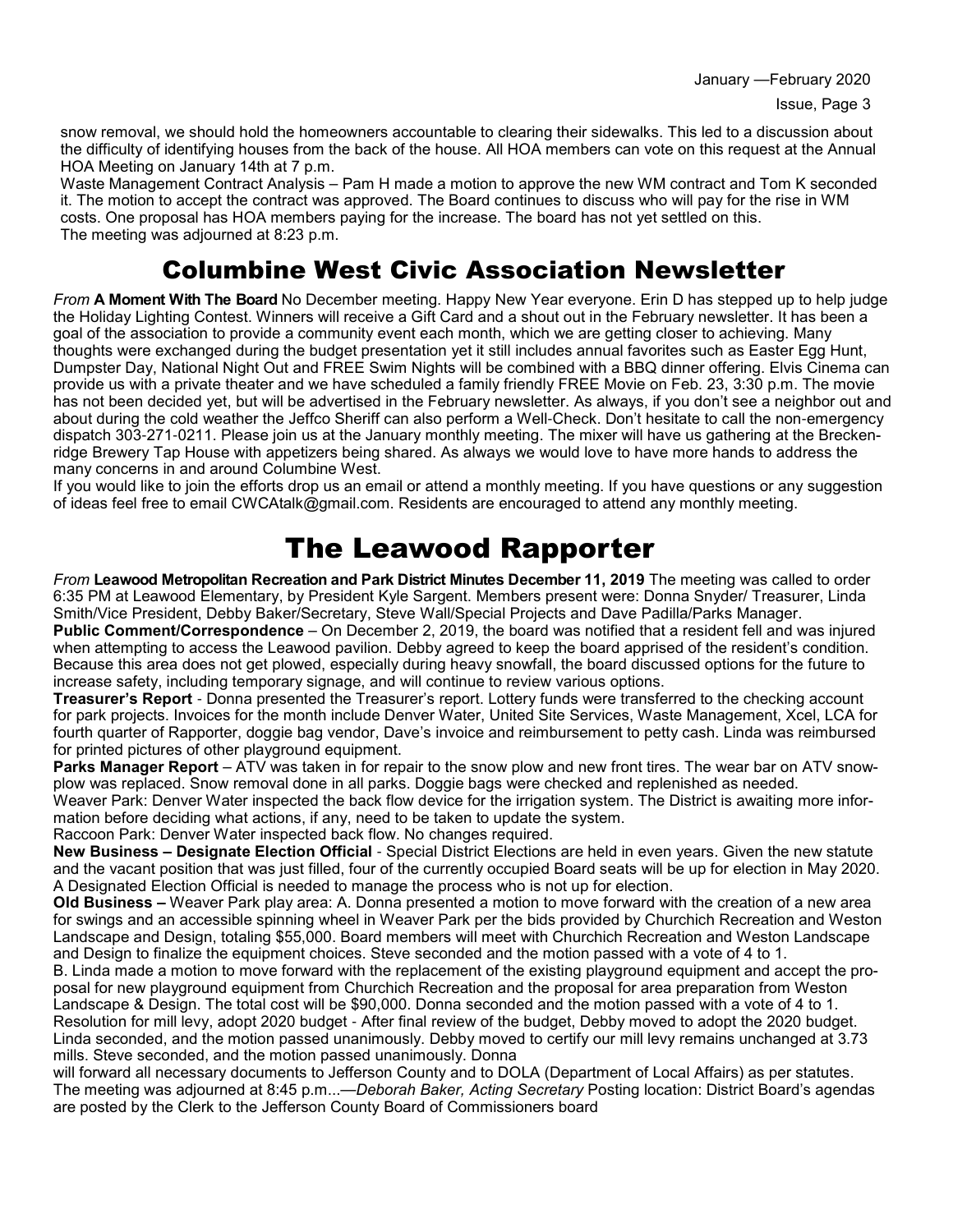snow removal, we should hold the homeowners accountable to clearing their sidewalks. This led to a discussion about the difficulty of identifying houses from the back of the house. All HOA members can vote on this request at the Annual HOA Meeting on January 14th at 7 p.m.

Waste Management Contract Analysis – Pam H made a motion to approve the new WM contract and Tom K seconded it. The motion to accept the contract was approved. The Board continues to discuss who will pay for the rise in WM costs. One proposal has HOA members paying for the increase. The board has not yet settled on this.

The meeting was adjourned at 8:23 p.m.

## Columbine West Civic Association Newsletter

*From* **A Moment With The Board** No December meeting. Happy New Year everyone. Erin D has stepped up to help judge the Holiday Lighting Contest. Winners will receive a Gift Card and a shout out in the February newsletter. It has been a goal of the association to provide a community event each month, which we are getting closer to achieving. Many thoughts were exchanged during the budget presentation yet it still includes annual favorites such as Easter Egg Hunt, Dumpster Day, National Night Out and FREE Swim Nights will be combined with a BBQ dinner offering. Elvis Cinema can provide us with a private theater and we have scheduled a family friendly FREE Movie on Feb. 23, 3:30 p.m. The movie has not been decided yet, but will be advertised in the February newsletter. As always, if you don't see a neighbor out and about during the cold weather the Jeffco Sheriff can also perform a Well-Check. Don't hesitate to call the non-emergency dispatch 303-271-0211. Please join us at the January monthly meeting. The mixer will have us gathering at the Breckenridge Brewery Tap House with appetizers being shared. As always we would love to have more hands to address the many concerns in and around Columbine West.

If you would like to join the efforts drop us an email or attend a monthly meeting. If you have questions or any suggestion of ideas feel free to email CWCAtalk@gmail.com. Residents are encouraged to attend any monthly meeting.

## The Leawood Rapporter

*From* **Leawood Metropolitan Recreation and Park District Minutes December 11, 2019** The meeting was called to order 6:35 PM at Leawood Elementary, by President Kyle Sargent. Members present were: Donna Snyder/ Treasurer, Linda Smith/Vice President, Debby Baker/Secretary, Steve Wall/Special Projects and Dave Padilla/Parks Manager.

**Public Comment/Correspondence** – On December 2, 2019, the board was notified that a resident fell and was injured when attempting to access the Leawood pavilion. Debby agreed to keep the board apprised of the resident's condition. Because this area does not get plowed, especially during heavy snowfall, the board discussed options for the future to increase safety, including temporary signage, and will continue to review various options.

**Treasurer's Report** - Donna presented the Treasurer's report. Lottery funds were transferred to the checking account for park projects. Invoices for the month include Denver Water, United Site Services, Waste Management, Xcel, LCA for fourth quarter of Rapporter, doggie bag vendor, Dave's invoice and reimbursement to petty cash. Linda was reimbursed for printed pictures of other playground equipment.

**Parks Manager Report** – ATV was taken in for repair to the snow plow and new front tires. The wear bar on ATV snowplow was replaced. Snow removal done in all parks. Doggie bags were checked and replenished as needed.

Weaver Park: Denver Water inspected the back flow device for the irrigation system. The District is awaiting more information before deciding what actions, if any, need to be taken to update the system.

Raccoon Park: Denver Water inspected back flow. No changes required.

**New Business – Designate Election Official** - Special District Elections are held in even years. Given the new statute and the vacant position that was just filled, four of the currently occupied Board seats will be up for election in May 2020. A Designated Election Official is needed to manage the process who is not up for election.

**Old Business –** Weaver Park play area: A. Donna presented a motion to move forward with the creation of a new area for swings and an accessible spinning wheel in Weaver Park per the bids provided by Churchich Recreation and Weston Landscape and Design, totaling $55,000. Board members will meet with Churchich Recreation and Weston Landscape and Design to finalize the equipment choices. Steve seconded and the motion passed with a vote of 4 to 1.

B. Linda made a motion to move forward with the replacement of the existing playground equipment and accept the proposal for new playground equipment from Churchich Recreation and the proposal for area preparation from Weston Landscape & Design. The total cost will be $90,000. Donna seconded and the motion passed with a vote of 4 to 1.

Resolution for mill levy, adopt 2020 budget - After final review of the budget, Debby moved to adopt the 2020 budget. Linda seconded, and the motion passed unanimously. Debby moved to certify our mill levy remains unchanged at 3.73 mills. Steve seconded, and the motion passed unanimously. Donna will forward all necessary documents to Jefferson County and to DOLA (Department of Local Affairs) as per statutes.

The meeting was adjourned at 8:45 p.m...—*Deborah Baker, Acting Secretary* Posting location: District Board's agendas are posted by the Clerk to the Jefferson County Board of Commissioners board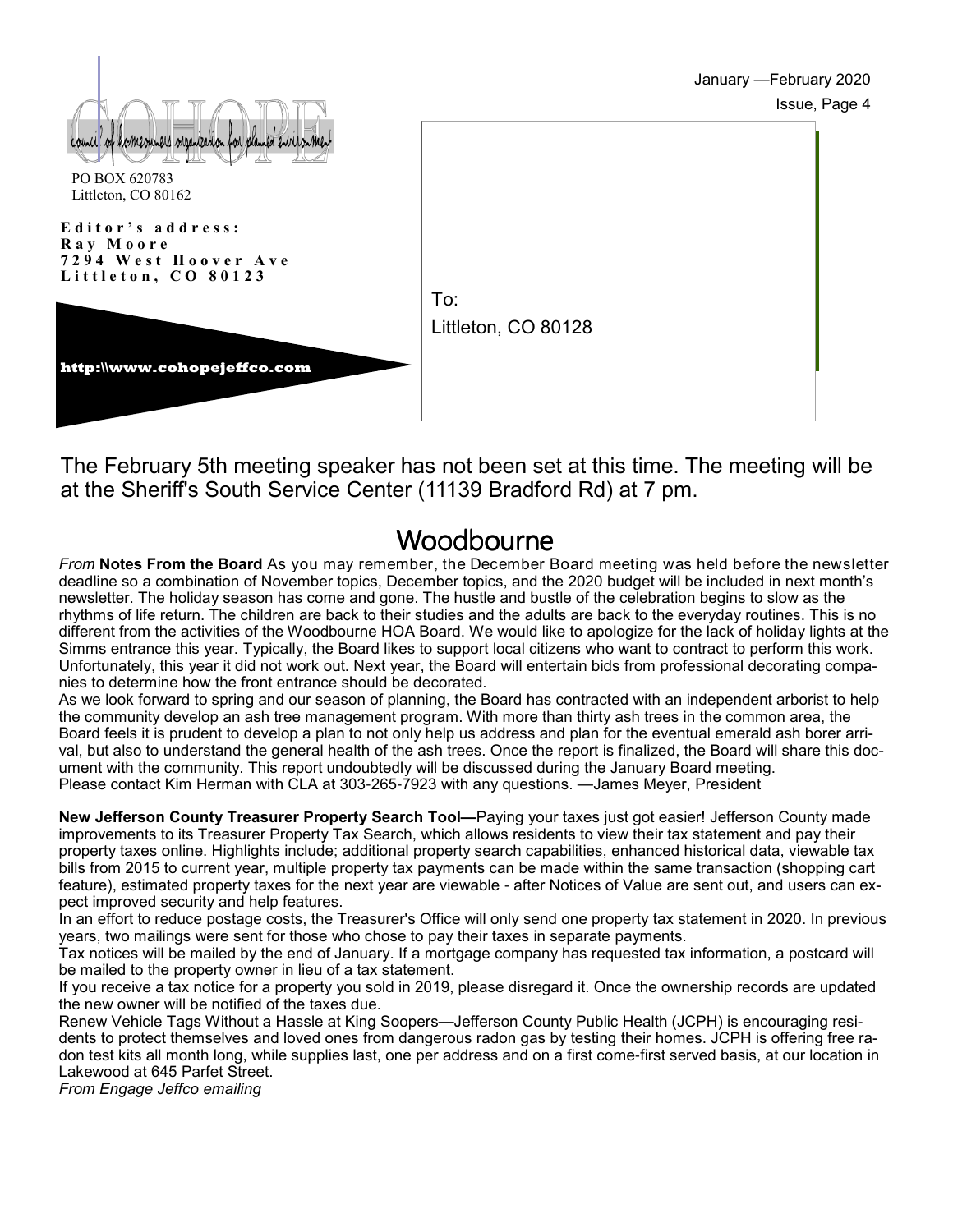COHOPE

council of homeowners organization for planned environment

PO BOX 620783
Littleton, CO 80162

**Editor's address:**
**Ray Moore**
**7294 West Hoover Ave**
**Littleton, CO 80123**

**http:\\www.cohopejeffco.com**

To:

Littleton, CO 80128

The February 5th meeting speaker has not been set at this time. The meeting will be at the Sheriff's South Service Center (11139 Bradford Rd) at 7 pm.

## Woodbourne

*From* **Notes From the Board** As you may remember, the December Board meeting was held before the newsletter deadline so a combination of November topics, December topics, and the 2020 budget will be included in next month's newsletter. The holiday season has come and gone. The hustle and bustle of the celebration begins to slow as the rhythms of life return. The children are back to their studies and the adults are back to the everyday routines. This is no different from the activities of the Woodbourne HOA Board. We would like to apologize for the lack of holiday lights at the Simms entrance this year. Typically, the Board likes to support local citizens who want to contract to perform this work. Unfortunately, this year it did not work out. Next year, the Board will entertain bids from professional decorating companies to determine how the front entrance should be decorated.

As we look forward to spring and our season of planning, the Board has contracted with an independent arborist to help the community develop an ash tree management program. With more than thirty ash trees in the common area, the Board feels it is prudent to develop a plan to not only help us address and plan for the eventual emerald ash borer arrival, but also to understand the general health of the ash trees. Once the report is finalized, the Board will share this document with the community. This report undoubtedly will be discussed during the January Board meeting.

Please contact Kim Herman with CLA at 303-265-7923 with any questions. —James Meyer, President

**New Jefferson County Treasurer Property Search Tool—**Paying your taxes just got easier! Jefferson County made improvements to its Treasurer Property Tax Search, which allows residents to view their tax statement and pay their property taxes online. Highlights include; additional property search capabilities, enhanced historical data, viewable tax bills from 2015 to current year, multiple property tax payments can be made within the same transaction (shopping cart feature), estimated property taxes for the next year are viewable - after Notices of Value are sent out, and users can expect improved security and help features.

In an effort to reduce postage costs, the Treasurer's Office will only send one property tax statement in 2020. In previous years, two mailings were sent for those who chose to pay their taxes in separate payments.

Tax notices will be mailed by the end of January. If a mortgage company has requested tax information, a postcard will be mailed to the property owner in lieu of a tax statement.

If you receive a tax notice for a property you sold in 2019, please disregard it. Once the ownership records are updated the new owner will be notified of the taxes due.

Renew Vehicle Tags Without a Hassle at King Soopers—Jefferson County Public Health (JCPH) is encouraging residents to protect themselves and loved ones from dangerous radon gas by testing their homes. JCPH is offering free radon test kits all month long, while supplies last, one per address and on a first come-first served basis, at our location in Lakewood at 645 Parfet Street.

*From Engage Jeffco emailing*